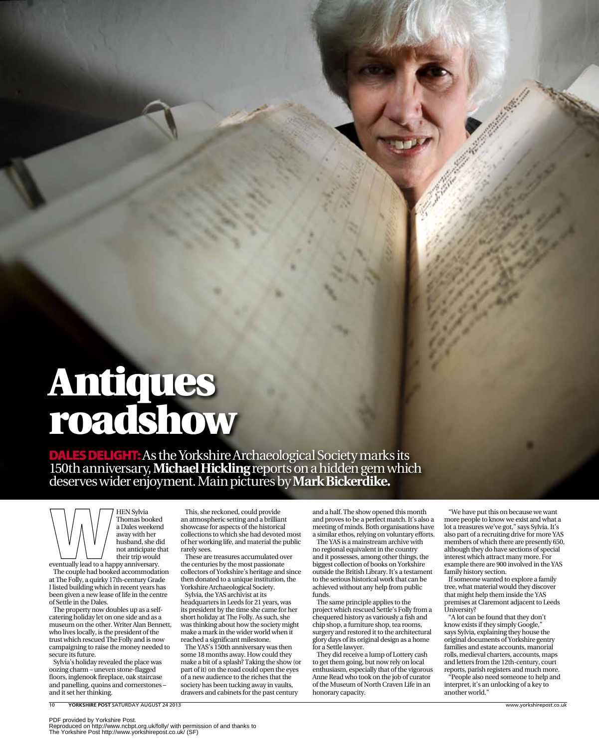# Antiques roadshow

**DALES DELIGHT:** As the Yorkshire Archaeological Society marks its 150th anniversary, **Michael Hickling** reports on a hidden gem which deserves wider enjoyment. Main pictures by **Mark Bickerdike.**

WHEN Sylvia Thomas booked a Dales weekend away with her husband, she did not anticipate that their trip would eventually lead to a happy anniversary.

The couple had booked accommodation at The Folly, a quirky 17th-century Grade I listed building which in recent years has been given a new lease of life in the centre of Settle in the Dales.

The property now doubles up as a self-catering holiday let on one side and as a museum on the other. Writer Alan Bennett, who lives locally, is the president of the trust which rescued The Folly and is now campaigning to raise the money needed to secure its future.

Sylvia's holiday revealed the place was oozing charm – uneven stone-flagged floors, inglenook fireplace, oak staircase and panelling, quoins and cornerstones – and it set her thinking.

This, she reckoned, could provide an atmospheric setting and a brilliant showcase for aspects of the historical collections to which she had devoted most of her working life, and material the public rarely sees.

These are treasures accumulated over the centuries by the most passionate collectors of Yorkshire's heritage and since then donated to a unique institution, the Yorkshire Archaeological Society.

Sylvia, the YAS archivist at its headquarters in Leeds for 21 years, was its president by the time she came for her short holiday at The Folly. As such, she was thinking about how the society might make a mark in the wider world when it reached a significant milestone.

The YAS's 150th anniversary was then some 18 months away. How could they make a bit of a splash? Taking the show (or part of it) on the road could open the eyes of a new audience to the riches that the society has been tucking away in vaults, drawers and cabinets for the past century and a half. The show opened this month and proves to be a perfect match. It's also a meeting of minds. Both organisations have a similar ethos, relying on voluntary efforts.

The YAS is a mainstream archive with no regional equivalent in the country and it possesses, among other things, the biggest collection of books on Yorkshire outside the British Library. It's a testament to the serious historical work that can be achieved without any help from public funds.

The same principle applies to the project which rescued Settle's Folly from a chequered history as variously a fish and chip shop, a furniture shop, tea rooms, surgery and restored it to the architectural glory days of its original design as a home for a Settle lawyer.

They did receive a lump of Lottery cash to get them going, but now rely on local enthusiasm, especially that of the vigorous Anne Read who took on the job of curator of the Museum of North Craven Life in an honorary capacity.

"We have put this on because we want more people to know we exist and what a lot a treasures we've got," says Sylvia. It's also part of a recruiting drive for more YAS members of which there are presently 650, although they do have sections of special interest which attract many more. For example there are 900 involved in the YAS family history section.

If someone wanted to explore a family tree, what material would they discover that might help them inside the YAS premises at Claremont adjacent to Leeds University?

"A lot can be found that they don't know exists if they simply Google," says Sylvia, explaining they house the original documents of Yorkshire gentry families and estate accounts, manorial rolls, medieval charters, accounts, maps and letters from the 12th-century, court reports, parish registers and much more.

"People also need someone to help and interpret, it's an unlocking of a key to another world."

PDF provided by Yorkshire Post.
Reproduced on http://www.ncbpt.org.uk/folly/ with permission of and thanks to
The Yorkshire Post http://www.yorkshirepost.co.uk/ (SF)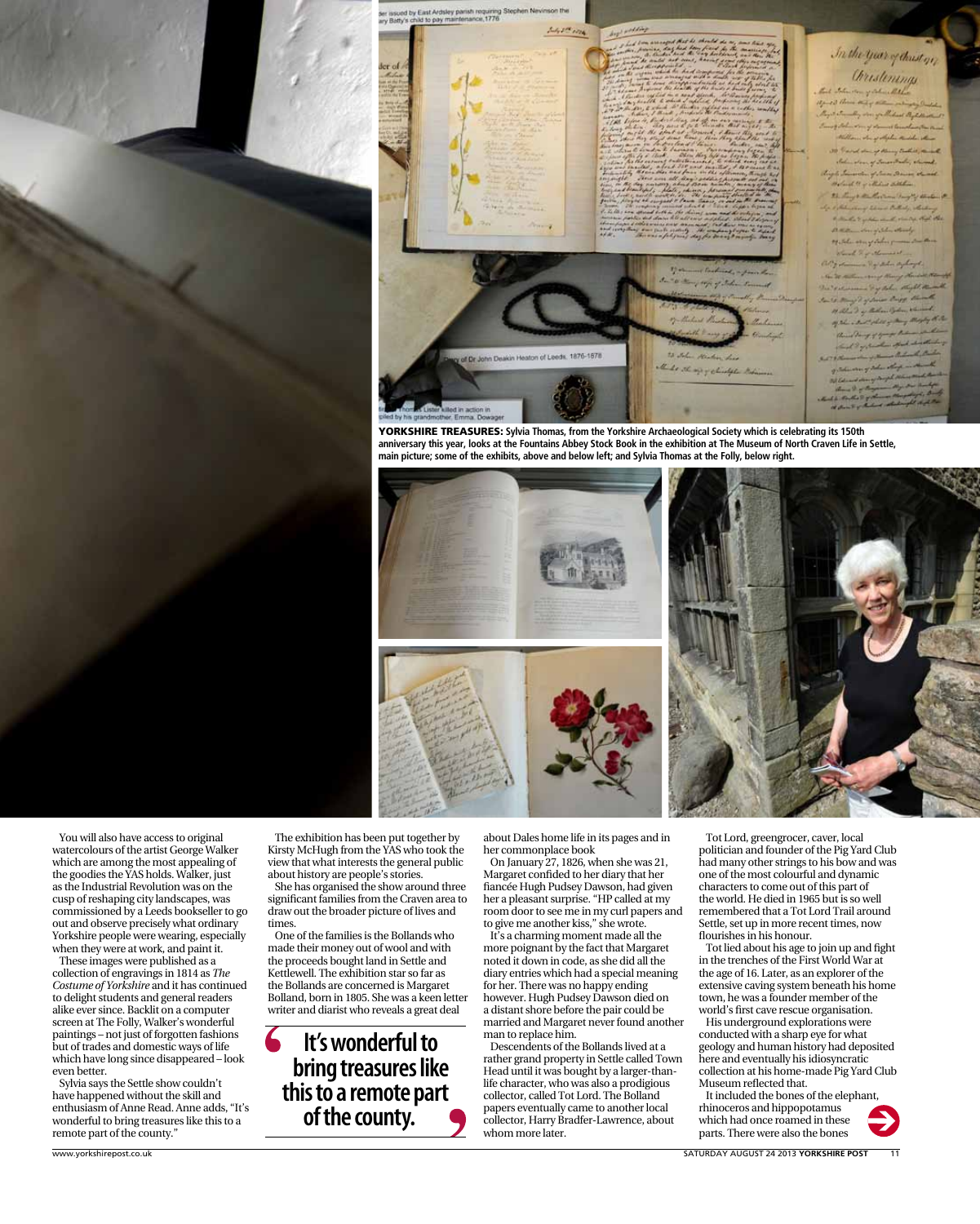**YORKSHIRE TREASURES:** Sylvia Thomas, from the Yorkshire Archaeological Society which is celebrating its 150th anniversary this year, looks at the Fountains Abbey Stock Book in the exhibition at The Museum of North Craven Life in Settle, main picture; some of the exhibits, above and below left; and Sylvia Thomas at the Folly, below right.

You will also have access to original watercolours of the artist George Walker which are among the most appealing of the goodies the YAS holds. Walker, just as the Industrial Revolution was on the cusp of reshaping city landscapes, was commissioned by a Leeds bookseller to go out and observe precisely what ordinary Yorkshire people were wearing, especially when they were at work, and paint it.

These images were published as a collection of engravings in 1814 as *The Costume of Yorkshire* and it has continued to delight students and general readers alike ever since. Backlit on a computer screen at The Folly, Walker's wonderful paintings – not just of forgotten fashions but of trades and domestic ways of life which have long since disappeared – look even better.

Sylvia says the Settle show couldn't have happened without the skill and enthusiasm of Anne Read. Anne adds, "It's wonderful to bring treasures like this to a remote part of the county."

The exhibition has been put together by Kirsty McHugh from the YAS who took the view that what interests the general public about history are people's stories.

She has organised the show around three significant families from the Craven area to draw out the broader picture of lives and times.

One of the families is the Bollands who made their money out of wool and with the proceeds bought land in Settle and Kettlewell. The exhibition star so far as the Bollands are concerned is Margaret Bolland, born in 1805. She was a keen letter writer and diarist who reveals a great deal about Dales home life in its pages and in her commonplace book

> **It's wonderful to bring treasures like this to a remote part of the county.**

On January 27, 1826, when she was 21, Margaret confided to her diary that her fiancée Hugh Pudsey Dawson, had given her a pleasant surprise. "HP called at my room door to see me in my curl papers and to give me another kiss," she wrote.

It's a charming moment made all the more poignant by the fact that Margaret noted it down in code, as she did all the diary entries which had a special meaning for her. There was no happy ending however. Hugh Pudsey Dawson died on a distant shore before the pair could be married and Margaret never found another man to replace him.

Descendents of the Bollands lived at a rather grand property in Settle called Town Head until it was bought by a larger-than-life character, who was also a prodigious collector, called Tot Lord. The Bolland papers eventually came to another local collector, Harry Bradfer-Lawrence, about whom more later.

Tot Lord, greengrocer, caver, local politician and founder of the Pig Yard Club had many other strings to his bow and was one of the most colourful and dynamic characters to come out of this part of the world. He died in 1965 but is so well remembered that a Tot Lord Trail around Settle, set up in more recent times, now flourishes in his honour.

Tot lied about his age to join up and fight in the trenches of the First World War at the age of 16. Later, as an explorer of the extensive caving system beneath his home town, he was a founder member of the world's first cave rescue organisation.

His underground explorations were conducted with a sharp eye for what geology and human history had deposited here and eventually his idiosyncratic collection at his home-made Pig Yard Club Museum reflected that.

It included the bones of the elephant, rhinoceros and hippopotamus which had once roamed in these parts. There were also the bones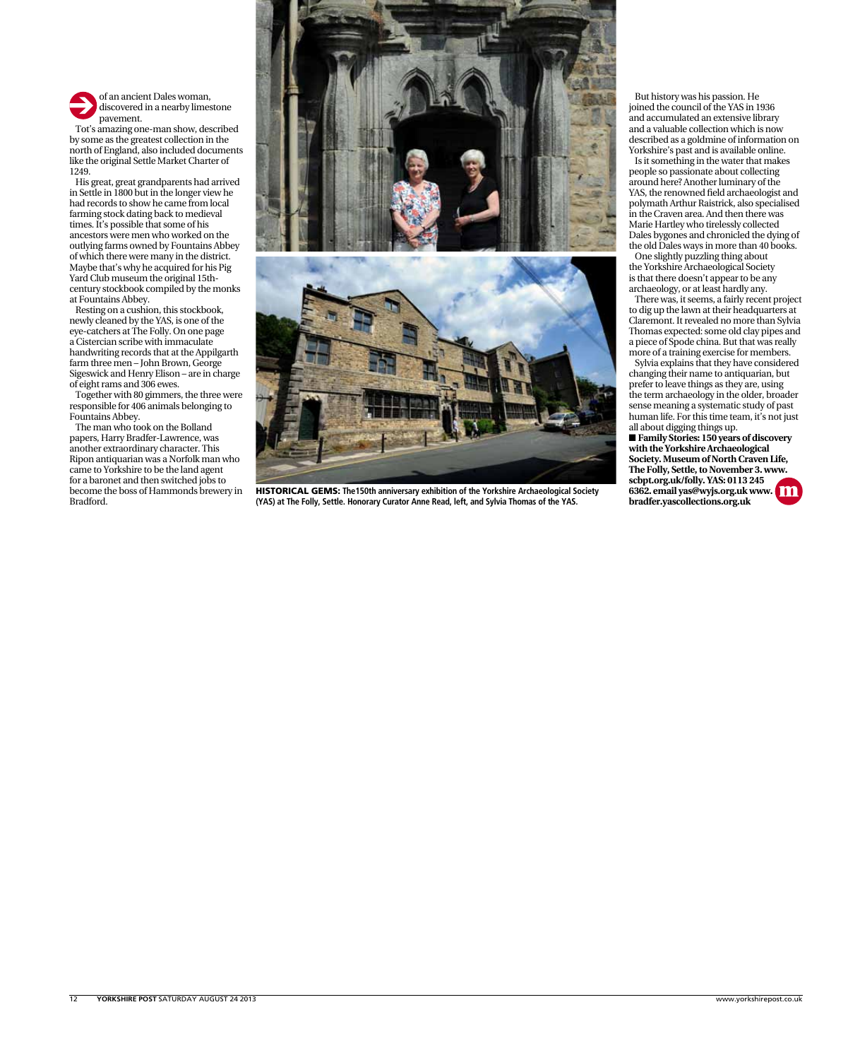of an ancient Dales woman, discovered in a nearby limestone pavement.

Tot's amazing one-man show, described by some as the greatest collection in the north of England, also included documents like the original Settle Market Charter of 1249.

His great, great grandparents had arrived in Settle in 1800 but in the longer view he had records to show he came from local farming stock dating back to medieval times. It's possible that some of his ancestors were men who worked on the outlying farms owned by Fountains Abbey of which there were many in the district. Maybe that's why he acquired for his Pig Yard Club museum the original 15th-century stockbook compiled by the monks at Fountains Abbey.

Resting on a cushion, this stockbook, newly cleaned by the YAS, is one of the eye-catchers at The Folly. On one page a Cistercian scribe with immaculate handwriting records that at the Appilgarth farm three men – John Brown, George Sigeswick and Henry Elison – are in charge of eight rams and 306 ewes.

Together with 80 gimmers, the three were responsible for 406 animals belonging to Fountains Abbey.

The man who took on the Bolland papers, Harry Bradfer-Lawrence, was another extraordinary character. This Ripon antiquarian was a Norfolk man who came to Yorkshire to be the land agent for a baronet and then switched jobs to become the boss of Hammonds brewery in Bradford.

**HISTORICAL GEMS:** The150th anniversary exhibition of the Yorkshire Archaeological Society (YAS) at The Folly, Settle. Honorary Curator Anne Read, left, and Sylvia Thomas of the YAS.

But history was his passion. He joined the council of the YAS in 1936 and accumulated an extensive library and a valuable collection which is now described as a goldmine of information on Yorkshire's past and is available online.

Is it something in the water that makes people so passionate about collecting around here? Another luminary of the YAS, the renowned field archaeologist and polymath Arthur Raistrick, also specialised in the Craven area. And then there was Marie Hartley who tirelessly collected Dales bygones and chronicled the dying of the old Dales ways in more than 40 books.

One slightly puzzling thing about the Yorkshire Archaeological Society is that there doesn't appear to be any archaeology, or at least hardly any.

There was, it seems, a fairly recent project to dig up the lawn at their headquarters at Claremont. It revealed no more than Sylvia Thomas expected: some old clay pipes and a piece of Spode china. But that was really more of a training exercise for members.

Sylvia explains that they have considered changing their name to antiquarian, but prefer to leave things as they are, using the term archaeology in the older, broader sense meaning a systematic study of past human life. For this time team, it's not just all about digging things up.

■ **Family Stories: 150 years of discovery with the Yorkshire Archaeological Society. Museum of North Craven Life, The Folly, Settle, to November 3. www.scbpt.org.uk/folly. YAS: 0113 245 6362. email yas@wyjs.org.uk www.bradfer.yascollections.org.uk**